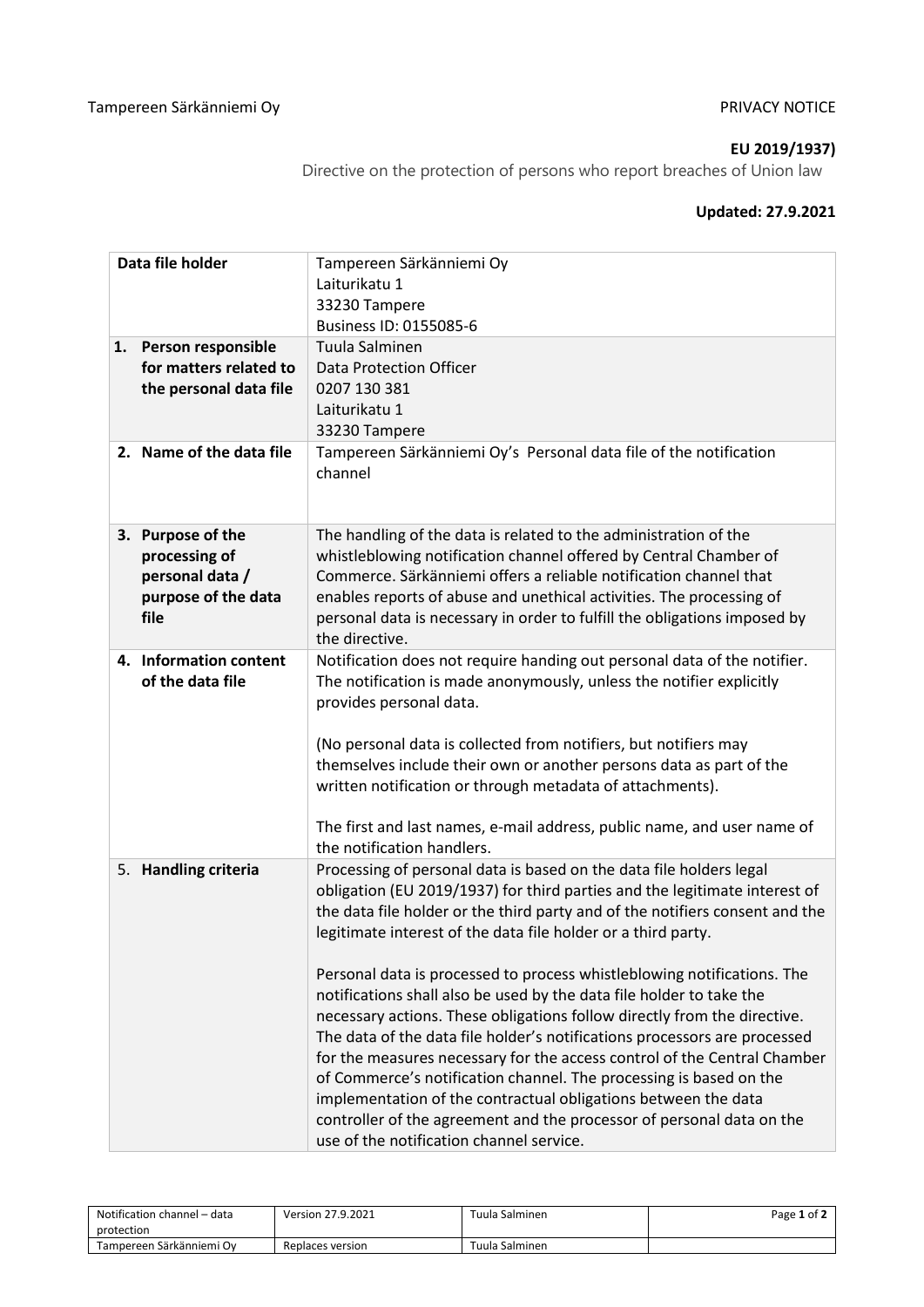Tampereen Särkänniemi Oy

PRIVACY NOTICE

**EU 2019/1937)**

Directive on the protection of persons who report breaches of Union law

**Updated: 27.9.2021**

| **Data file holder** | Tampereen Särkänniemi Oy<br>Laiturikatu 1<br>33230 Tampere<br>Business ID: 0155085-6 |
|---|---|
| **1. Person responsible for matters related to the personal data file** | Tuula Salminen<br>Data Protection Officer<br>0207 130 381<br>Laiturikatu 1<br>33230 Tampere |
| **2. Name of the data file** | Tampereen Särkänniemi Oy's Personal data file of the notification channel |
| **3. Purpose of the processing of personal data / purpose of the data file** | The handling of the data is related to the administration of the whistleblowing notification channel offered by Central Chamber of Commerce. Särkänniemi offers a reliable notification channel that enables reports of abuse and unethical activities. The processing of personal data is necessary in order to fulfill the obligations imposed by the directive. |
| **4. Information content of the data file** | Notification does not require handing out personal data of the notifier. The notification is made anonymously, unless the notifier explicitly provides personal data.<br><br>(No personal data is collected from notifiers, but notifiers may themselves include their own or another persons data as part of the written notification or through metadata of attachments).<br><br>The first and last names, e-mail address, public name, and user name of the notification handlers. |
| 5. **Handling criteria** | Processing of personal data is based on the data file holders legal obligation (EU 2019/1937) for third parties and the legitimate interest of the data file holder or the third party and of the notifiers consent and the legitimate interest of the data file holder or a third party.<br><br>Personal data is processed to process whistleblowing notifications. The notifications shall also be used by the data file holder to take the necessary actions. These obligations follow directly from the directive. The data of the data file holder's notifications processors are processed for the measures necessary for the access control of the Central Chamber of Commerce's notification channel. The processing is based on the implementation of the contractual obligations between the data controller of the agreement and the processor of personal data on the use of the notification channel service. |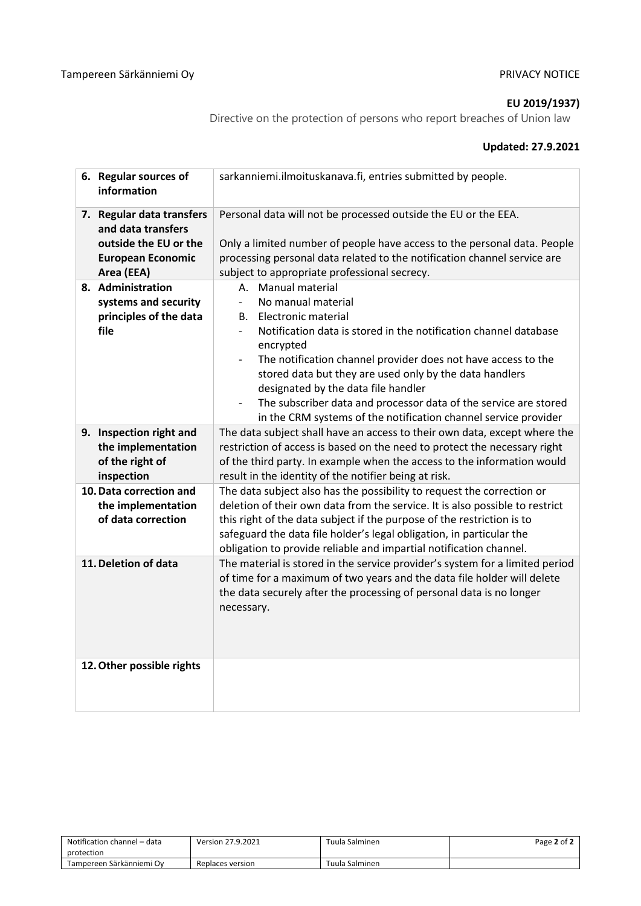Tampereen Särkänniemi Oy

PRIVACY NOTICE

**EU 2019/1937)**

Directive on the protection of persons who report breaches of Union law

**Updated: 27.9.2021**

| | |
|---|---|
| **6. Regular sources of information** | sarkanniemi.ilmoituskanava.fi, entries submitted by people. |
| **7. Regular data transfers and data transfers outside the EU or the European Economic Area (EEA)** | Personal data will not be processed outside the EU or the EEA.<br><br>Only a limited number of people have access to the personal data. People processing personal data related to the notification channel service are subject to appropriate professional secrecy. |
| **8. Administration systems and security principles of the data file** | A. Manual material<br>- No manual material<br>B. Electronic material<br>- Notification data is stored in the notification channel database encrypted<br>- The notification channel provider does not have access to the stored data but they are used only by the data handlers designated by the data file handler<br>- The subscriber data and processor data of the service are stored in the CRM systems of the notification channel service provider |
| **9. Inspection right and the implementation of the right of inspection** | The data subject shall have an access to their own data, except where the restriction of access is based on the need to protect the necessary right of the third party. In example when the access to the information would result in the identity of the notifier being at risk. |
| **10. Data correction and the implementation of data correction** | The data subject also has the possibility to request the correction or deletion of their own data from the service. It is also possible to restrict this right of the data subject if the purpose of the restriction is to safeguard the data file holder's legal obligation, in particular the obligation to provide reliable and impartial notification channel. |
| **11. Deletion of data** | The material is stored in the service provider's system for a limited period of time for a maximum of two years and the data file holder will delete the data securely after the processing of personal data is no longer necessary. |
| **12. Other possible rights** | |

| | | | |
|---|---|---|---|
| Notification channel – data protection | Version 27.9.2021 | Tuula Salminen | |
| Tampereen Särkänniemi Oy | Replaces version | Tuula Salminen | |